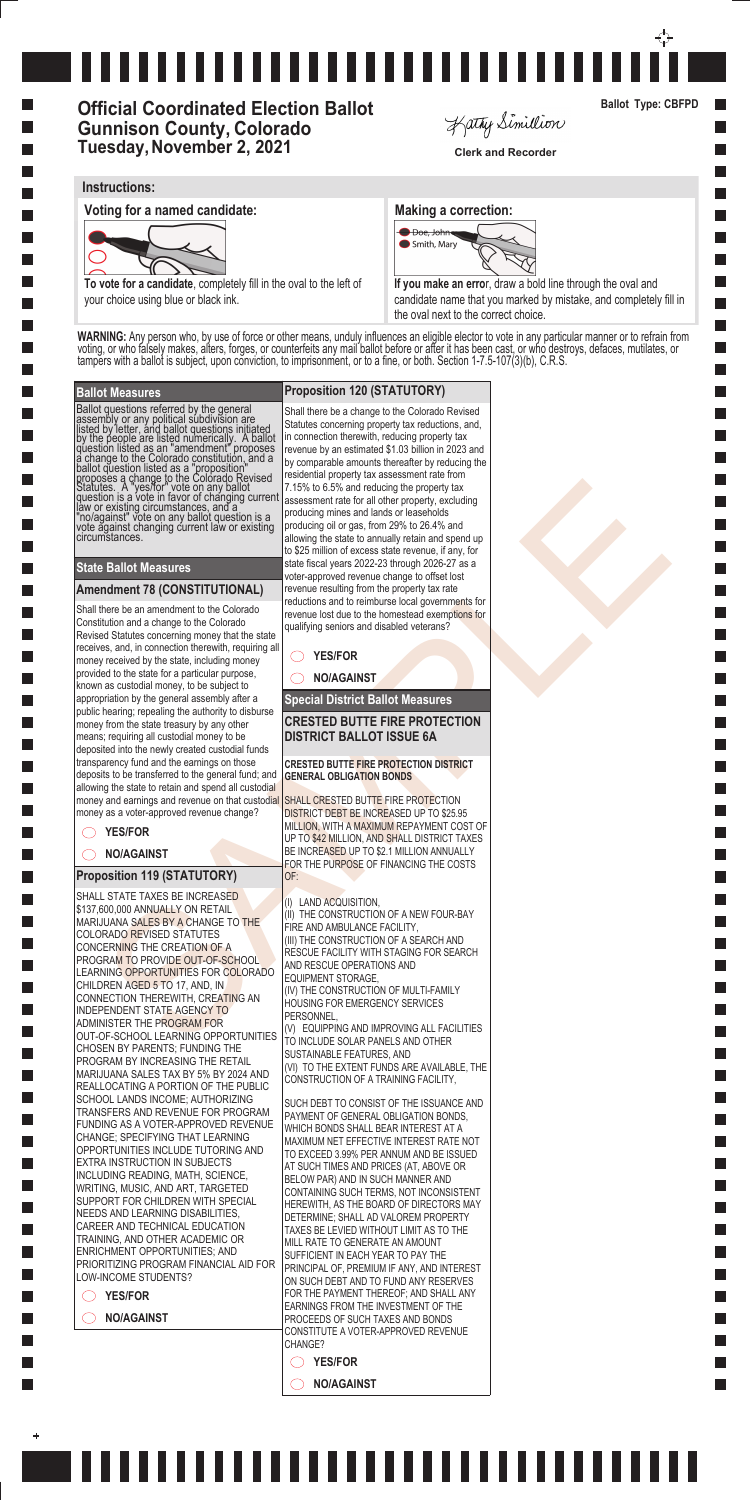# Official Coordinated Election Ballot
## Gunnison County, Colorado
## Tuesday, November 2, 2021

Kathy Simillion
**Clerk and Recorder**

**Ballot Type: CBFPD**

### Instructions:

**Voting for a named candidate:**

**To vote for a candidate**, completely fill in the oval to the left of your choice using blue or black ink.

**Making a correction:**

Doe, John
Smith, Mary

**If you make an error**, draw a bold line through the oval and candidate name that you marked by mistake, and completely fill in the oval next to the correct choice.

**WARNING:** Any person who, by use of force or other means, unduly influences an eligible elector to vote in any particular manner or to refrain from voting, or who falsely makes, alters, forges, or counterfeits any mail ballot before or after it has been cast, or who destroys, defaces, mutilates, or tampers with a ballot is subject, upon conviction, to imprisonment, or to a fine, or both. Section 1-7.5-107(3)(b), C.R.S.

## Ballot Measures

Ballot questions referred by the general assembly or any political subdivision are listed by letter, and ballot questions initiated by the people are listed numerically. A ballot question listed as an "amendment" proposes a change to the Colorado constitution, and a ballot question listed as a "proposition" proposes a change to the Colorado Revised Statutes. A "yes/for" vote on any ballot question is a vote in favor of changing current law or existing circumstances, and a "no/against" vote on any ballot question is a vote against changing current law or existing circumstances.

## State Ballot Measures

### Amendment 78 (CONSTITUTIONAL)

Shall there be an amendment to the Colorado Constitution and a change to the Colorado Revised Statutes concerning money that the state receives, and, in connection therewith, requiring all money received by the state, including money provided to the state for a particular purpose, known as custodial money, to be subject to appropriation by the general assembly after a public hearing; repealing the authority to disburse money from the state treasury by any other means; requiring all custodial money to be deposited into the newly created custodial funds transparency fund and the earnings on those deposits to be transferred to the general fund; and allowing the state to retain and spend all custodial money and earnings and revenue on that custodial money as a voter-approved revenue change?

- ◯ YES/FOR
- ◯ NO/AGAINST

### Proposition 119 (STATUTORY)

SHALL STATE TAXES BE INCREASED $137,600,000 ANNUALLY ON RETAIL MARIJUANA SALES BY A CHANGE TO THE COLORADO REVISED STATUTES CONCERNING THE CREATION OF A PROGRAM TO PROVIDE OUT-OF-SCHOOL LEARNING OPPORTUNITIES FOR COLORADO CHILDREN AGED 5 TO 17, AND, IN CONNECTION THEREWITH, CREATING AN INDEPENDENT STATE AGENCY TO ADMINISTER THE PROGRAM FOR OUT-OF-SCHOOL LEARNING OPPORTUNITIES CHOSEN BY PARENTS; FUNDING THE PROGRAM BY INCREASING THE RETAIL MARIJUANA SALES TAX BY 5% BY 2024 AND REALLOCATING A PORTION OF THE PUBLIC SCHOOL LANDS INCOME; AUTHORIZING TRANSFERS AND REVENUE FOR PROGRAM FUNDING AS A VOTER-APPROVED REVENUE CHANGE; SPECIFYING THAT LEARNING OPPORTUNITIES INCLUDE TUTORING AND EXTRA INSTRUCTION IN SUBJECTS INCLUDING READING, MATH, SCIENCE, WRITING, MUSIC, AND ART, TARGETED SUPPORT FOR CHILDREN WITH SPECIAL NEEDS AND LEARNING DISABILITIES, CAREER AND TECHNICAL EDUCATION TRAINING, AND OTHER ACADEMIC OR ENRICHMENT OPPORTUNITIES; AND PRIORITIZING PROGRAM FINANCIAL AID FOR LOW-INCOME STUDENTS?

- ◯ YES/FOR
- ◯ NO/AGAINST

### Proposition 120 (STATUTORY)

Shall there be a change to the Colorado Revised Statutes concerning property tax reductions, and, in connection therewith, reducing property tax revenue by an estimated $1.03 billion in 2023 and by comparable amounts thereafter by reducing the residential property tax assessment rate from 7.15% to 6.5% and reducing the property tax assessment rate for all other property, excluding producing mines and lands or leaseholds producing oil or gas, from 29% to 26.4% and allowing the state to annually retain and spend up to $25 million of excess state revenue, if any, for state fiscal years 2022-23 through 2026-27 as a voter-approved revenue change to offset lost revenue resulting from the property tax rate reductions and to reimburse local governments for revenue lost due to the homestead exemptions for qualifying seniors and disabled veterans?

- ◯ YES/FOR
- ◯ NO/AGAINST

## Special District Ballot Measures

### CRESTED BUTTE FIRE PROTECTION DISTRICT BALLOT ISSUE 6A

**CRESTED BUTTE FIRE PROTECTION DISTRICT GENERAL OBLIGATION BONDS**

SHALL CRESTED BUTTE FIRE PROTECTION DISTRICT DEBT BE INCREASED UP TO $25.95 MILLION, WITH A MAXIMUM REPAYMENT COST OF UP TO $42 MILLION, AND SHALL DISTRICT TAXES BE INCREASED UP TO $2.1 MILLION ANNUALLY FOR THE PURPOSE OF FINANCING THE COSTS OF:

(I) LAND ACQUISITION,
(II) THE CONSTRUCTION OF A NEW FOUR-BAY FIRE AND AMBULANCE FACILITY,
(III) THE CONSTRUCTION OF A SEARCH AND RESCUE FACILITY WITH STAGING FOR SEARCH AND RESCUE OPERATIONS AND EQUIPMENT STORAGE,
(IV) THE CONSTRUCTION OF MULTI-FAMILY HOUSING FOR EMERGENCY SERVICES PERSONNEL,
(V) EQUIPPING AND IMPROVING ALL FACILITIES TO INCLUDE SOLAR PANELS AND OTHER SUSTAINABLE FEATURES, AND
(VI) TO THE EXTENT FUNDS ARE AVAILABLE, THE CONSTRUCTION OF A TRAINING FACILITY,

SUCH DEBT TO CONSIST OF THE ISSUANCE AND PAYMENT OF GENERAL OBLIGATION BONDS, WHICH BONDS SHALL BEAR INTEREST AT A MAXIMUM NET EFFECTIVE INTEREST RATE NOT TO EXCEED 3.99% PER ANNUM AND BE ISSUED AT SUCH TIMES AND PRICES (AT, ABOVE OR BELOW PAR) AND IN SUCH MANNER AND CONTAINING SUCH TERMS, NOT INCONSISTENT HEREWITH, AS THE BOARD OF DIRECTORS MAY DETERMINE; SHALL AD VALOREM PROPERTY TAXES BE LEVIED WITHOUT LIMIT AS TO THE MILL RATE TO GENERATE AN AMOUNT SUFFICIENT IN EACH YEAR TO PAY THE PRINCIPAL OF, PREMIUM IF ANY, AND INTEREST ON SUCH DEBT AND TO FUND ANY RESERVES FOR THE PAYMENT THEREOF; AND SHALL ANY EARNINGS FROM THE INVESTMENT OF THE PROCEEDS OF SUCH TAXES AND BONDS CONSTITUTE A VOTER-APPROVED REVENUE CHANGE?

- ◯ YES/FOR
- ◯ NO/AGAINST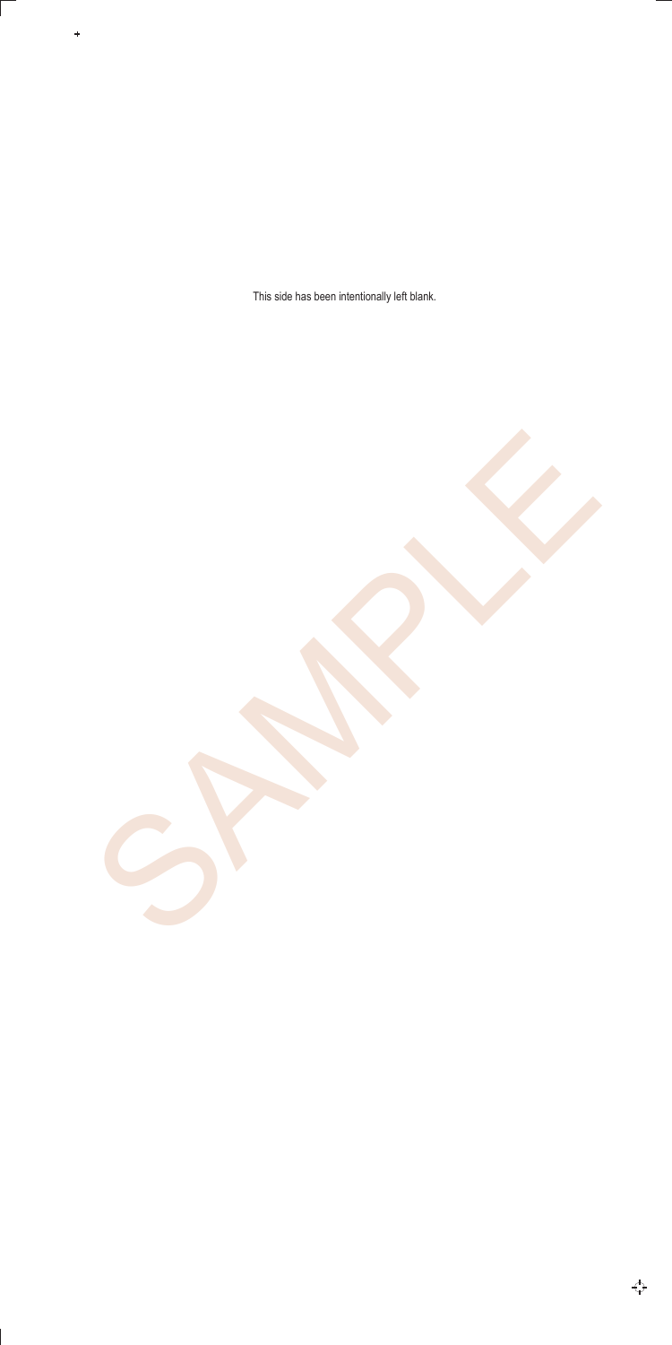This side has been intentionally left blank.

SAMPLE